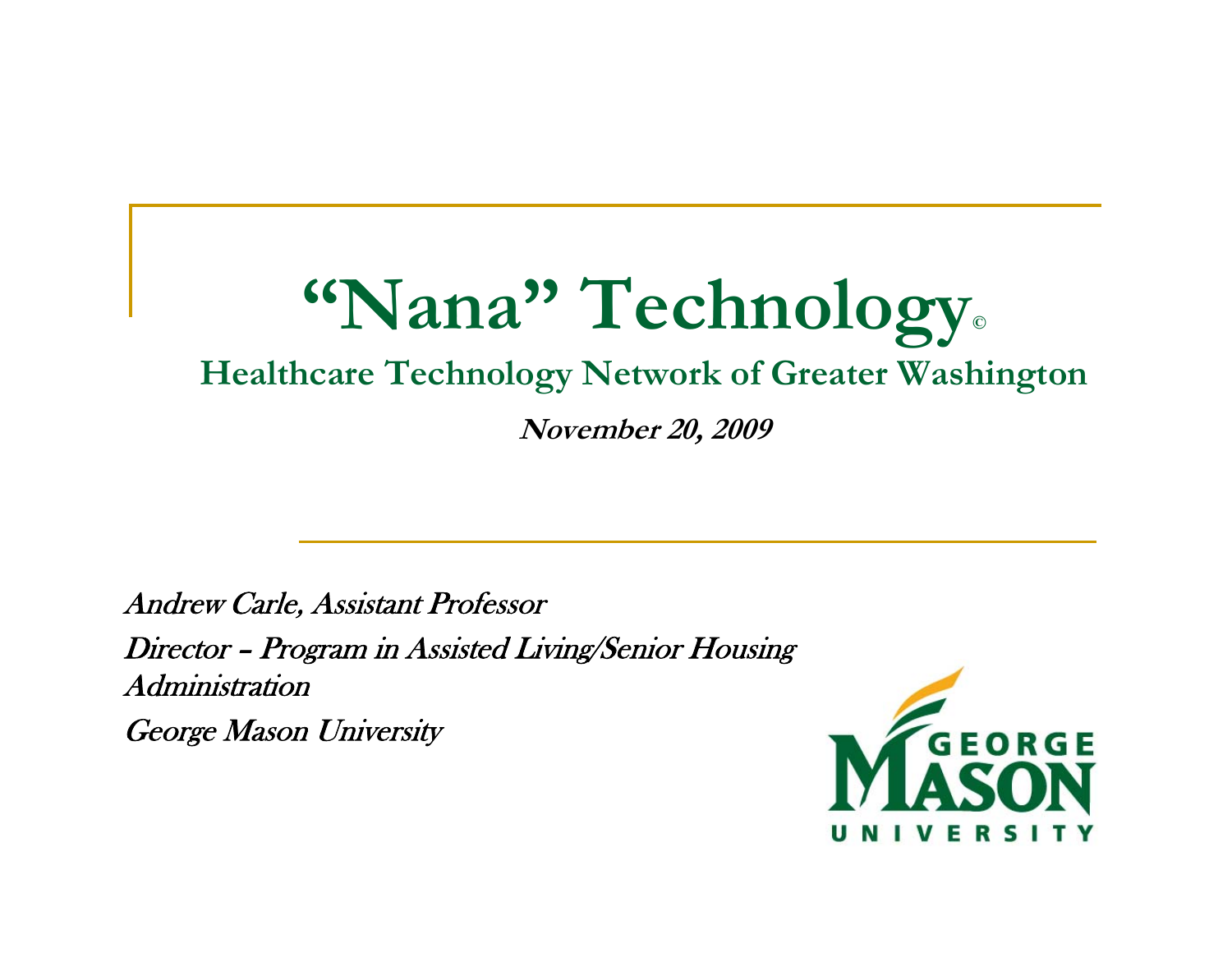# "Nana" Technology©

## Healthcare Technology Network of Greater Washington

***November 20, 2009***

*Andrew Carle, Assistant Professor*

*Director – Program in Assisted Living/Senior Housing Administration*

*George Mason University*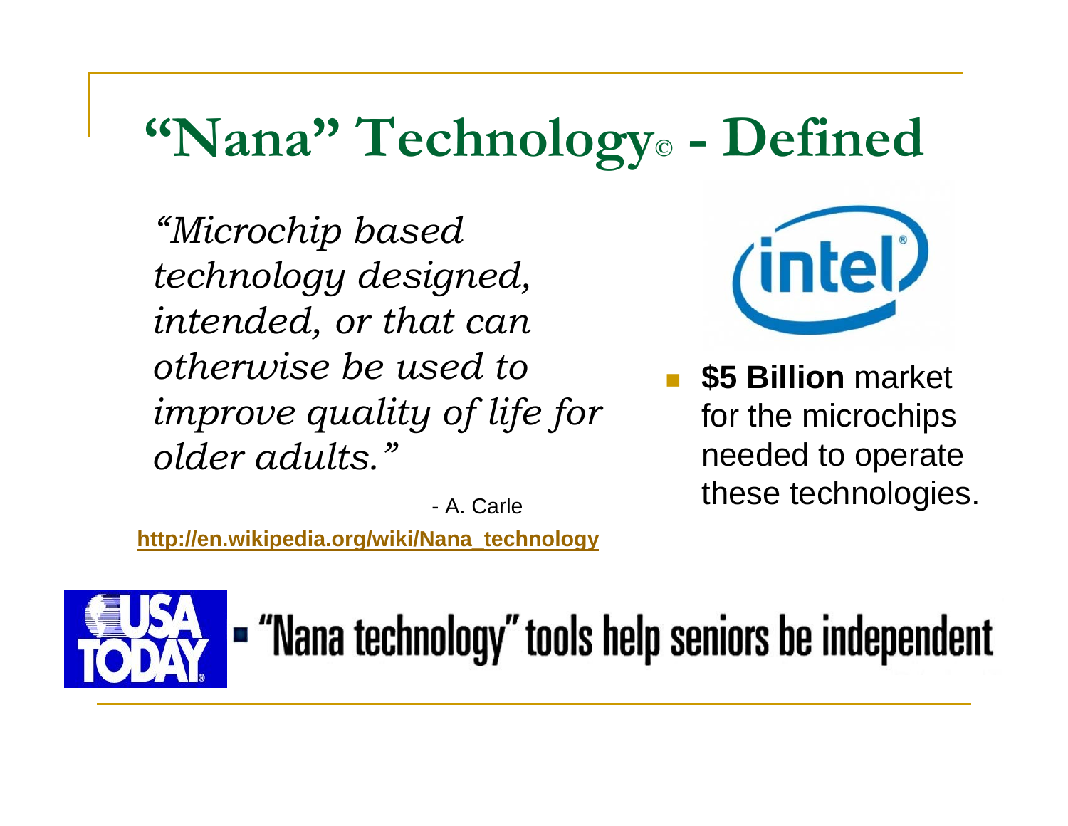# "Nana" Technology© - Defined

*"Microchip based technology designed, intended, or that can otherwise be used to improve quality of life for older adults."*

- A. Carle

http://en.wikipedia.org/wiki/Nana_technology

- **$5 Billion** market for the microchips needed to operate these technologies.

USA TODAY ▪ "Nana technology" tools help seniors be independent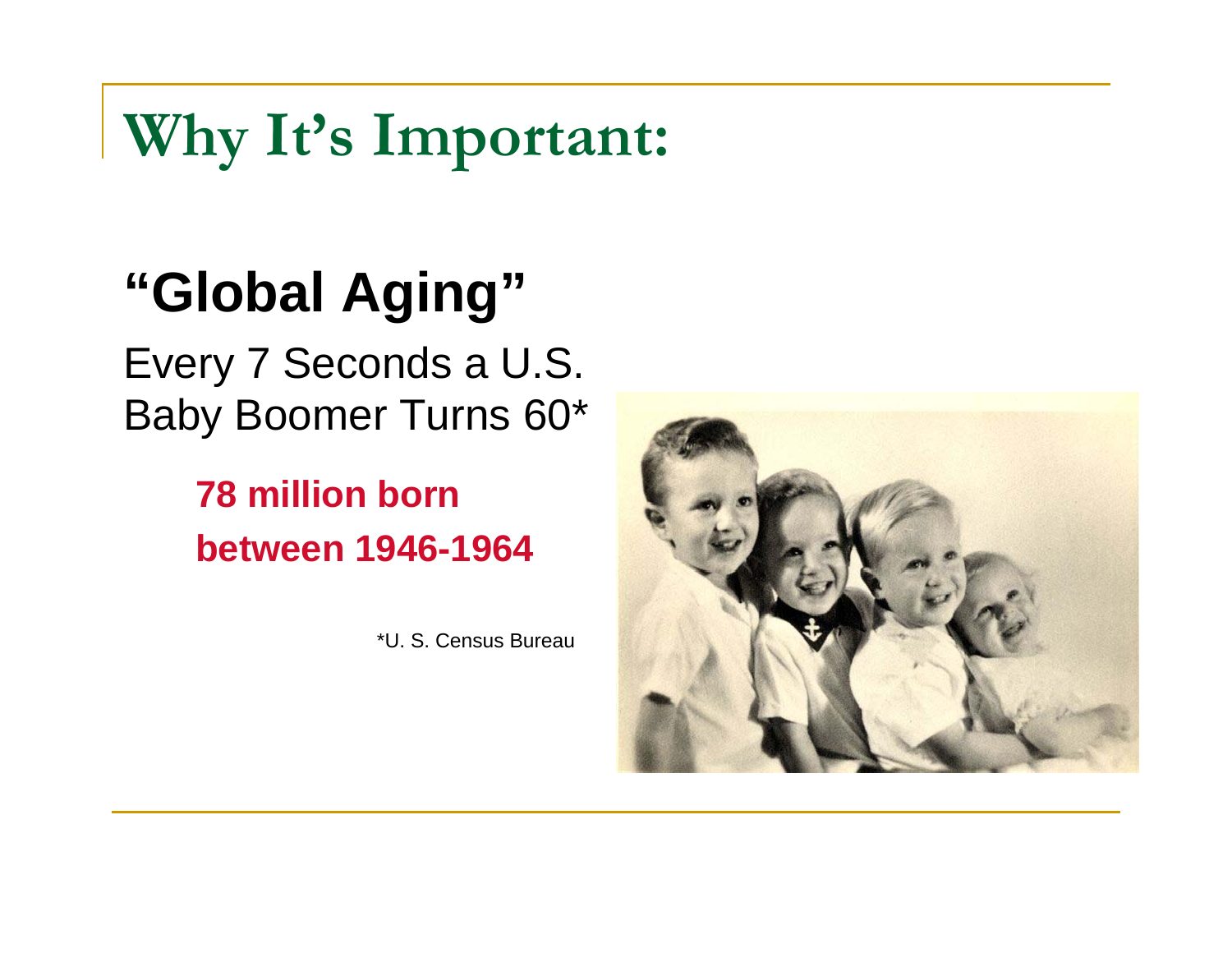# Why It's Important:

## "Global Aging"

Every 7 Seconds a U.S. Baby Boomer Turns 60*

**78 million born between 1946-1964**

*U. S. Census Bureau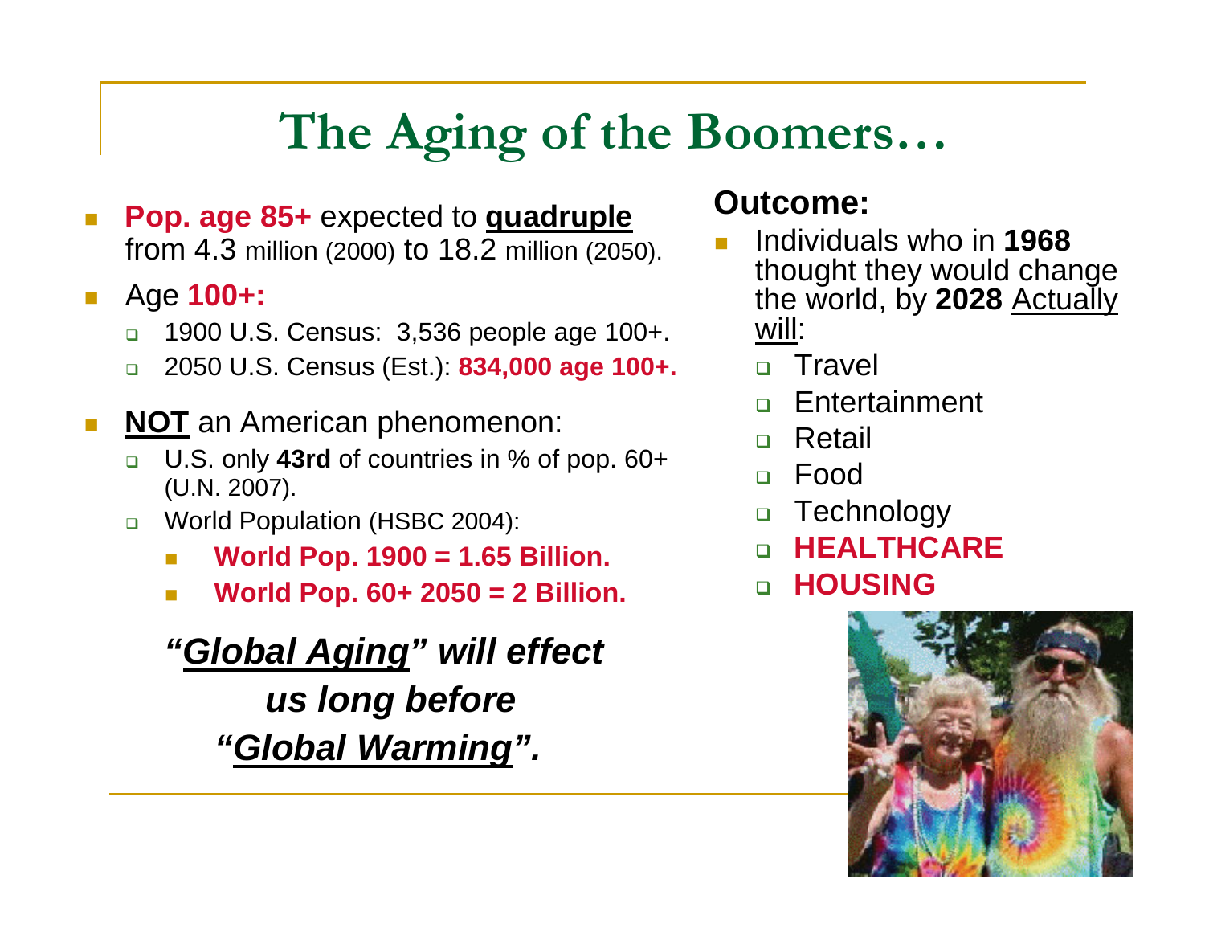# The Aging of the Boomers…

- **Pop. age 85+** expected to **quadruple** from 4.3 million (2000) to 18.2 million (2050).
- Age **100+:**
  - 1900 U.S. Census: 3,536 people age 100+.
  - 2050 U.S. Census (Est.): **834,000 age 100+.**
- **NOT** an American phenomenon:
  - U.S. only **43rd** of countries in % of pop. 60+ (U.N. 2007).
  - World Population (HSBC 2004):
    - **World Pop. 1900 = 1.65 Billion.**
    - **World Pop. 60+ 2050 = 2 Billion.**

***"Global Aging" will effect us long before "Global Warming".***

**Outcome:**

- Individuals who in **1968** thought they would change the world, by **2028** Actually will:
  - Travel
  - Entertainment
  - Retail
  - Food
  - Technology
  - **HEALTHCARE**
  - **HOUSING**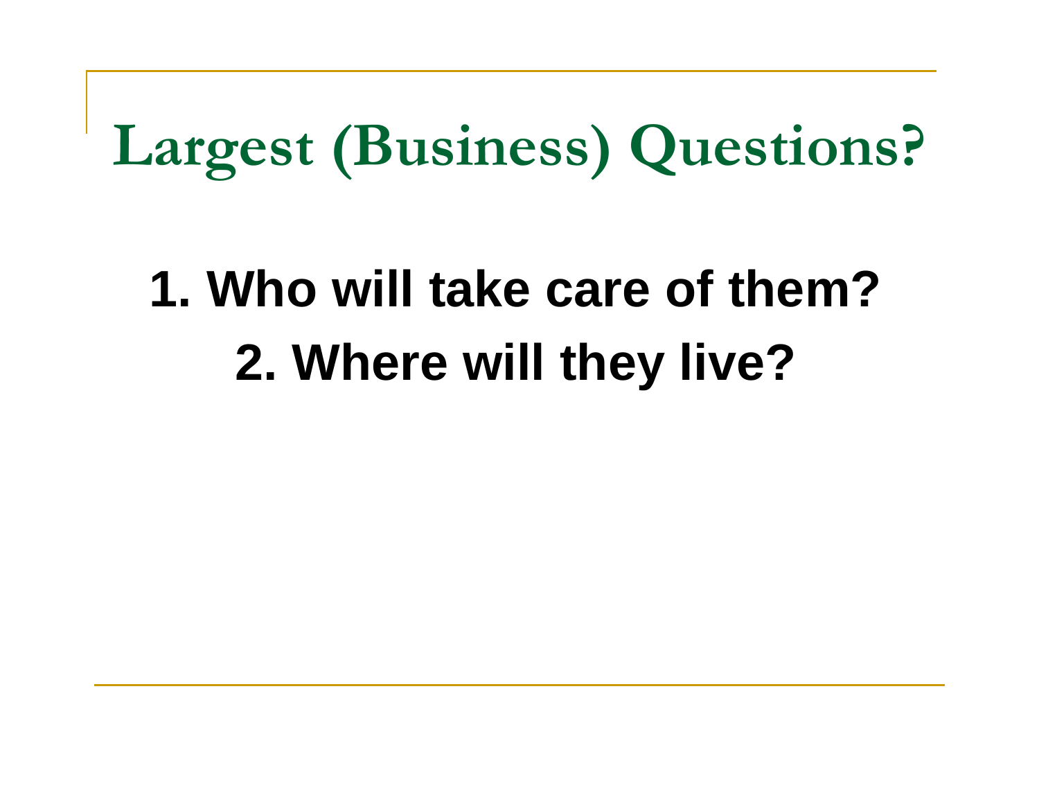# Largest (Business) Questions?

**1. Who will take care of them?**
**2. Where will they live?**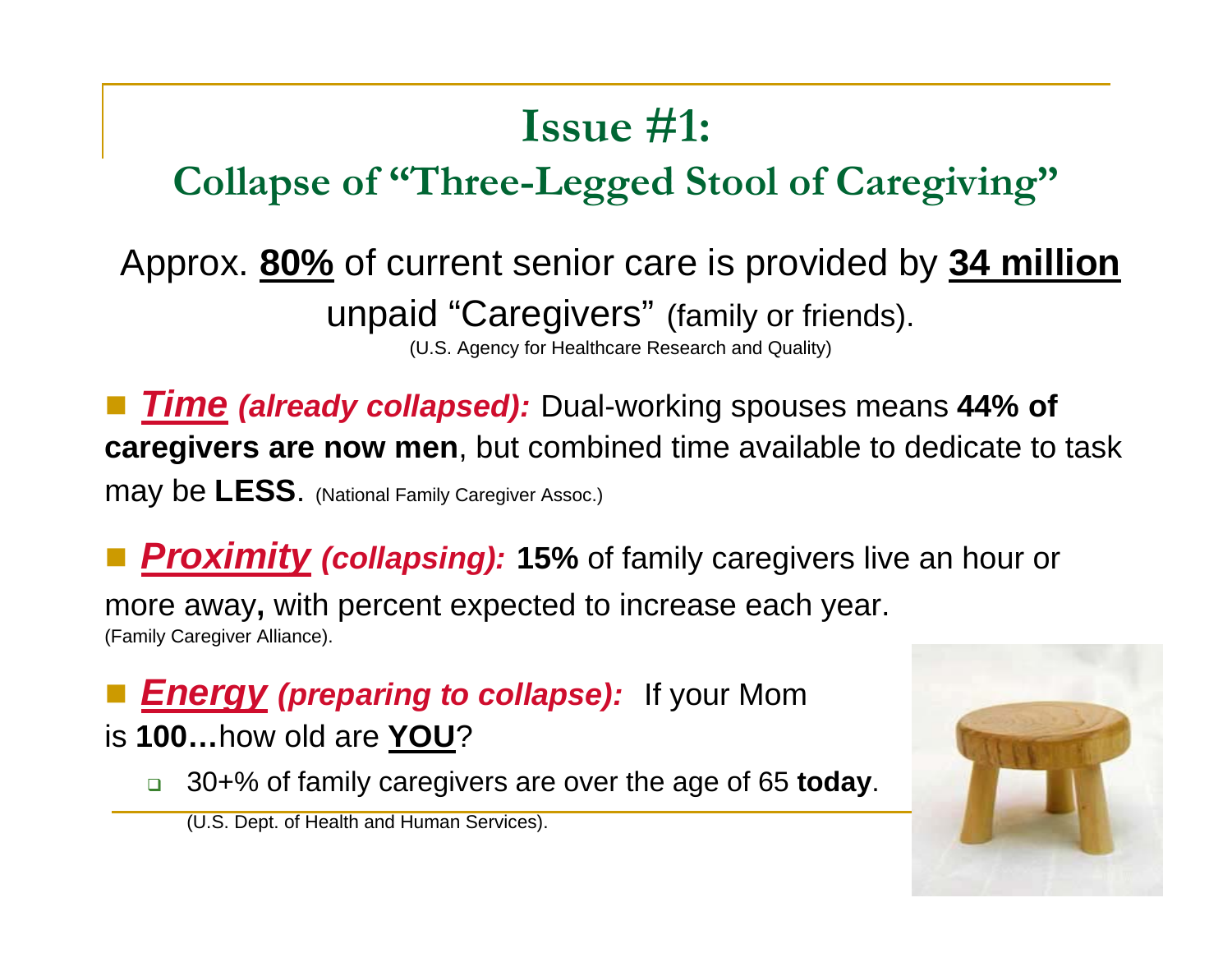# Issue #1:

## Collapse of "Three-Legged Stool of Caregiving"

Approx. **80%** of current senior care is provided by **34 million** unpaid "Caregivers" (family or friends).

(U.S. Agency for Healthcare Research and Quality)

- ***Time*** ***(already collapsed):*** Dual-working spouses means **44% of caregivers are now men**, but combined time available to dedicate to task may be **LESS**. (National Family Caregiver Assoc.)

- ***Proximity*** ***(collapsing):*** **15%** of family caregivers live an hour or more away, with percent expected to increase each year. (Family Caregiver Alliance).

- ***Energy*** ***(preparing to collapse):*** If your Mom is **100…**how old are **YOU**?
  - 30+% of family caregivers are over the age of 65 **today**.

(U.S. Dept. of Health and Human Services).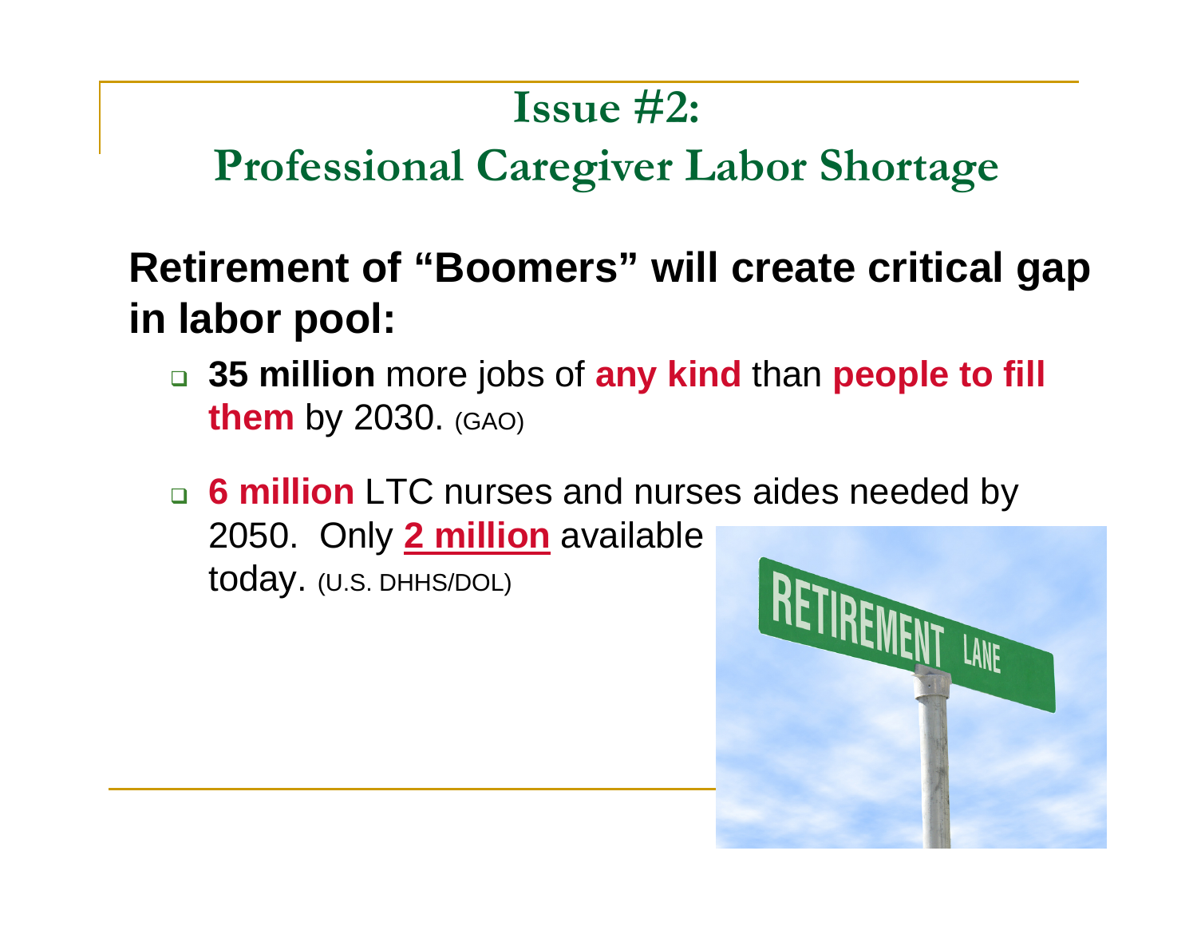# Issue #2:
## Professional Caregiver Labor Shortage

**Retirement of "Boomers" will create critical gap in labor pool:**

- **35 million** more jobs of **any kind** than **people to fill them** by 2030. (GAO)
- **6 million** LTC nurses and nurses aides needed by 2050. Only **2 million** available today. (U.S. DHHS/DOL)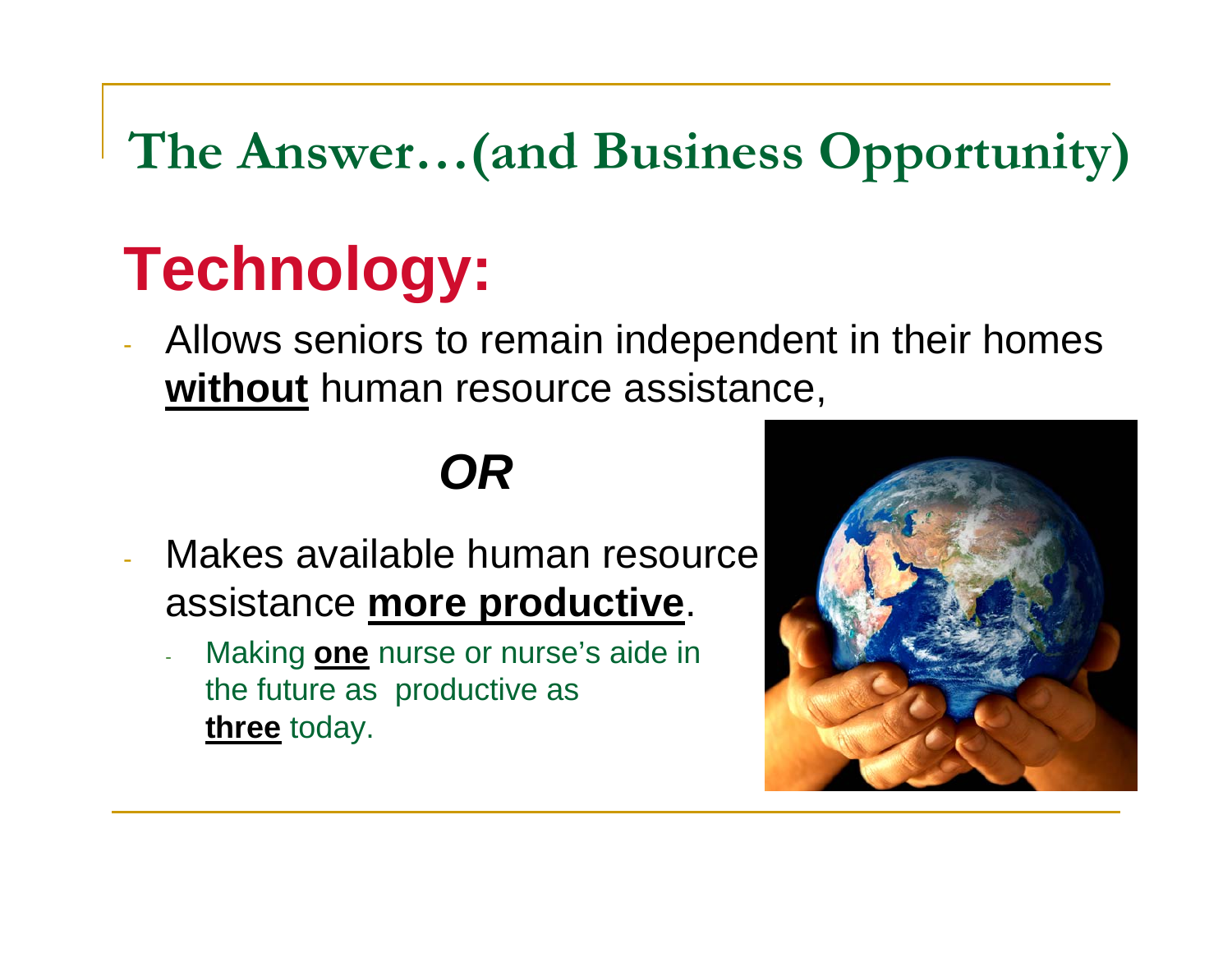# The Answer…(and Business Opportunity)

## Technology:

- Allows seniors to remain independent in their homes **<u>without</u>** human resource assistance,

***OR***

- Makes available human resource assistance **<u>more productive</u>**.
  - Making **<u>one</u>** nurse or nurse's aide in the future as productive as **<u>three</u>** today.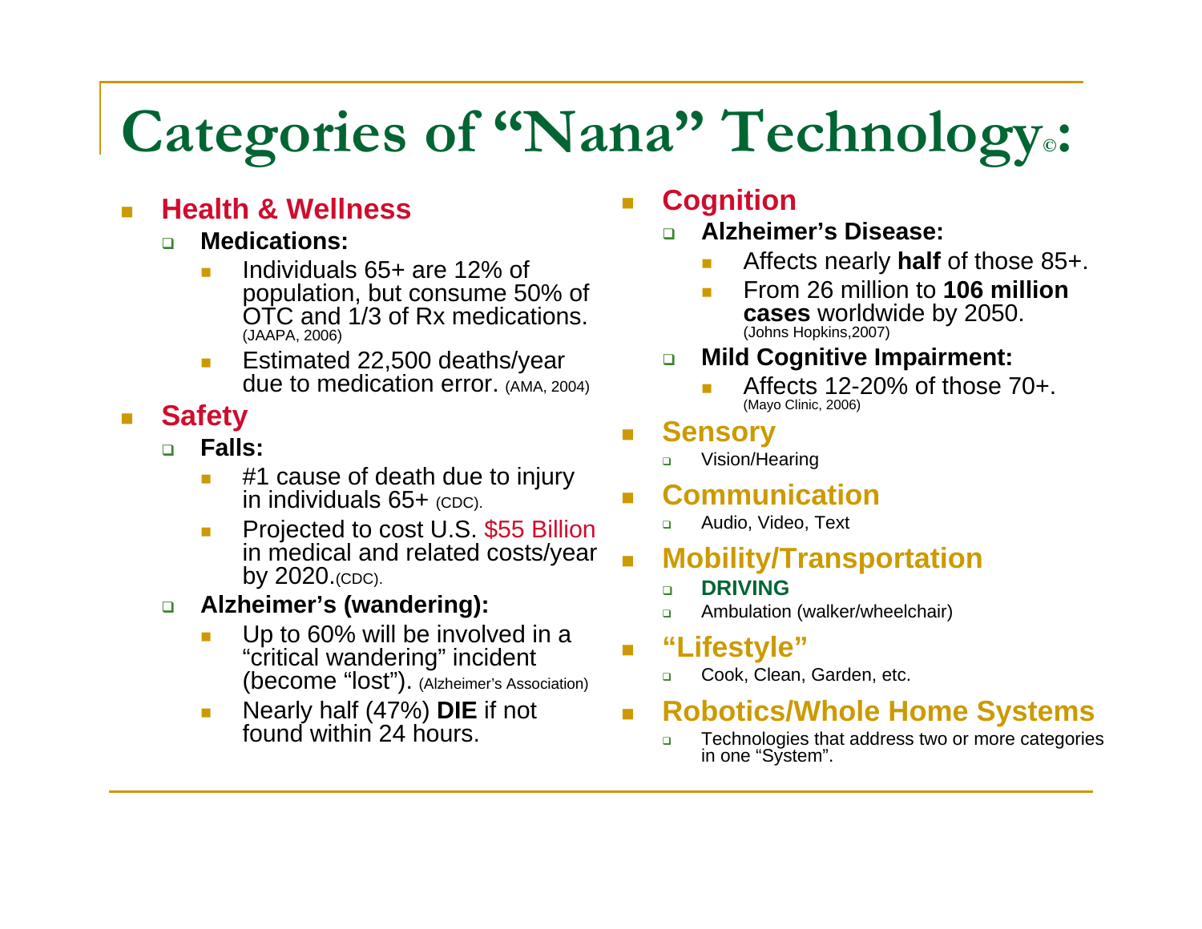# Categories of "Nana" Technology©:

- **Health & Wellness**
  - **Medications:**
    - Individuals 65+ are 12% of population, but consume 50% of OTC and 1/3 of Rx medications. (JAAPA, 2006)
    - Estimated 22,500 deaths/year due to medication error. (AMA, 2004)
- **Safety**
  - **Falls:**
    - #1 cause of death due to injury in individuals 65+ (CDC).
    - Projected to cost U.S. $55 Billion in medical and related costs/year by 2020.(CDC).
  - **Alzheimer's (wandering):**
    - Up to 60% will be involved in a "critical wandering" incident (become "lost"). (Alzheimer's Association)
    - Nearly half (47%) **DIE** if not found within 24 hours.
- **Cognition**
  - **Alzheimer's Disease:**
    - Affects nearly **half** of those 85+.
    - From 26 million to **106 million cases** worldwide by 2050. (Johns Hopkins,2007)
  - **Mild Cognitive Impairment:**
    - Affects 12-20% of those 70+. (Mayo Clinic, 2006)
- **Sensory**
  - Vision/Hearing
- **Communication**
  - Audio, Video, Text
- **Mobility/Transportation**
  - **DRIVING**
  - Ambulation (walker/wheelchair)
- **"Lifestyle"**
  - Cook, Clean, Garden, etc.
- **Robotics/Whole Home Systems**
  - Technologies that address two or more categories in one "System".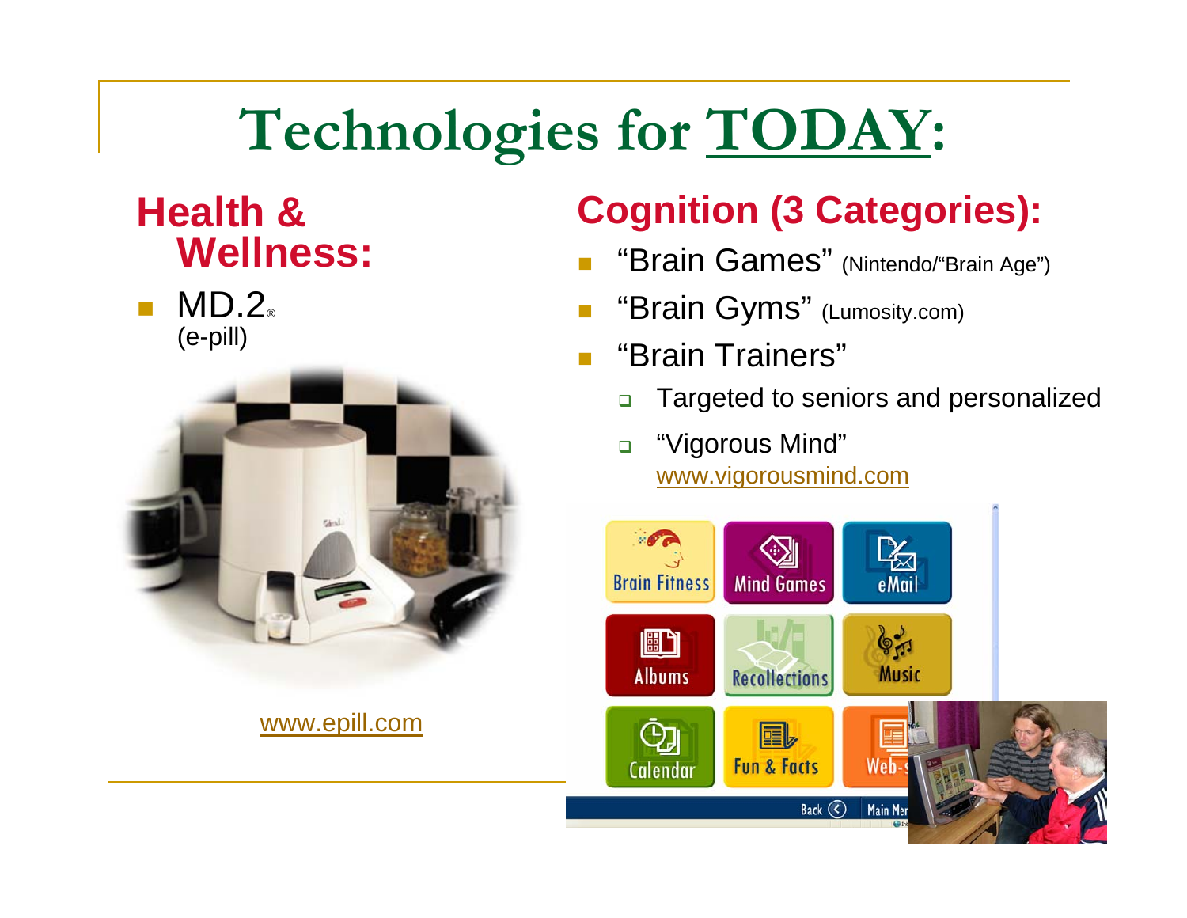# Technologies for TODAY:

## Health & Wellness:

- MD.2® (e-pill)

www.epill.com

## Cognition (3 Categories):

- "Brain Games" (Nintendo/"Brain Age")
- "Brain Gyms" (Lumosity.com)
- "Brain Trainers"
  - Targeted to seniors and personalized
  - "Vigorous Mind" www.vigorousmind.com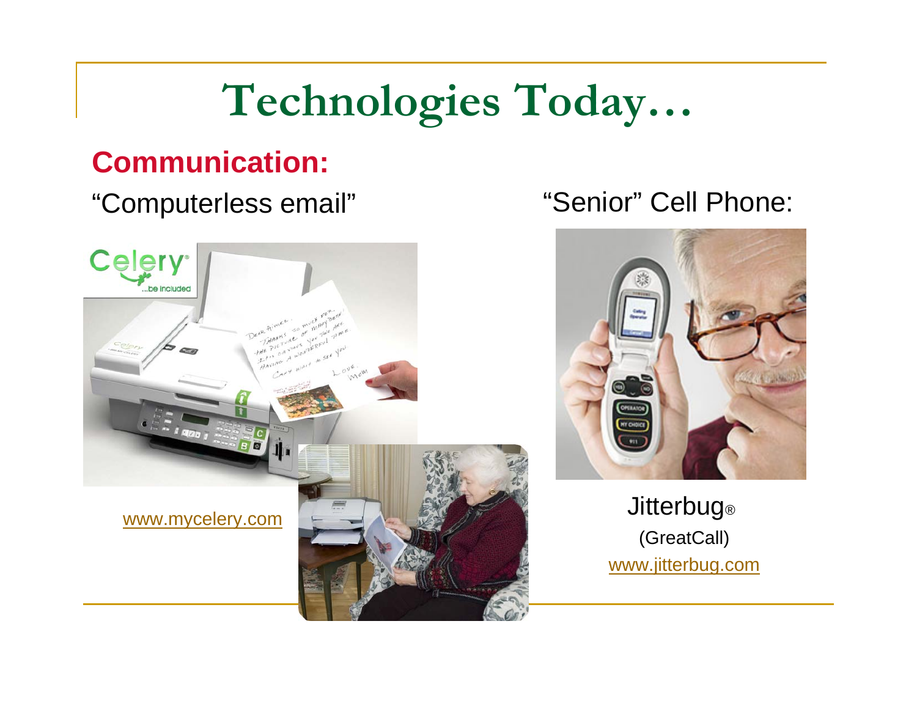# Technologies Today…

## Communication:

"Computerless email"

www.mycelery.com

"Senior" Cell Phone:

Jitterbug®

(GreatCall)

www.jitterbug.com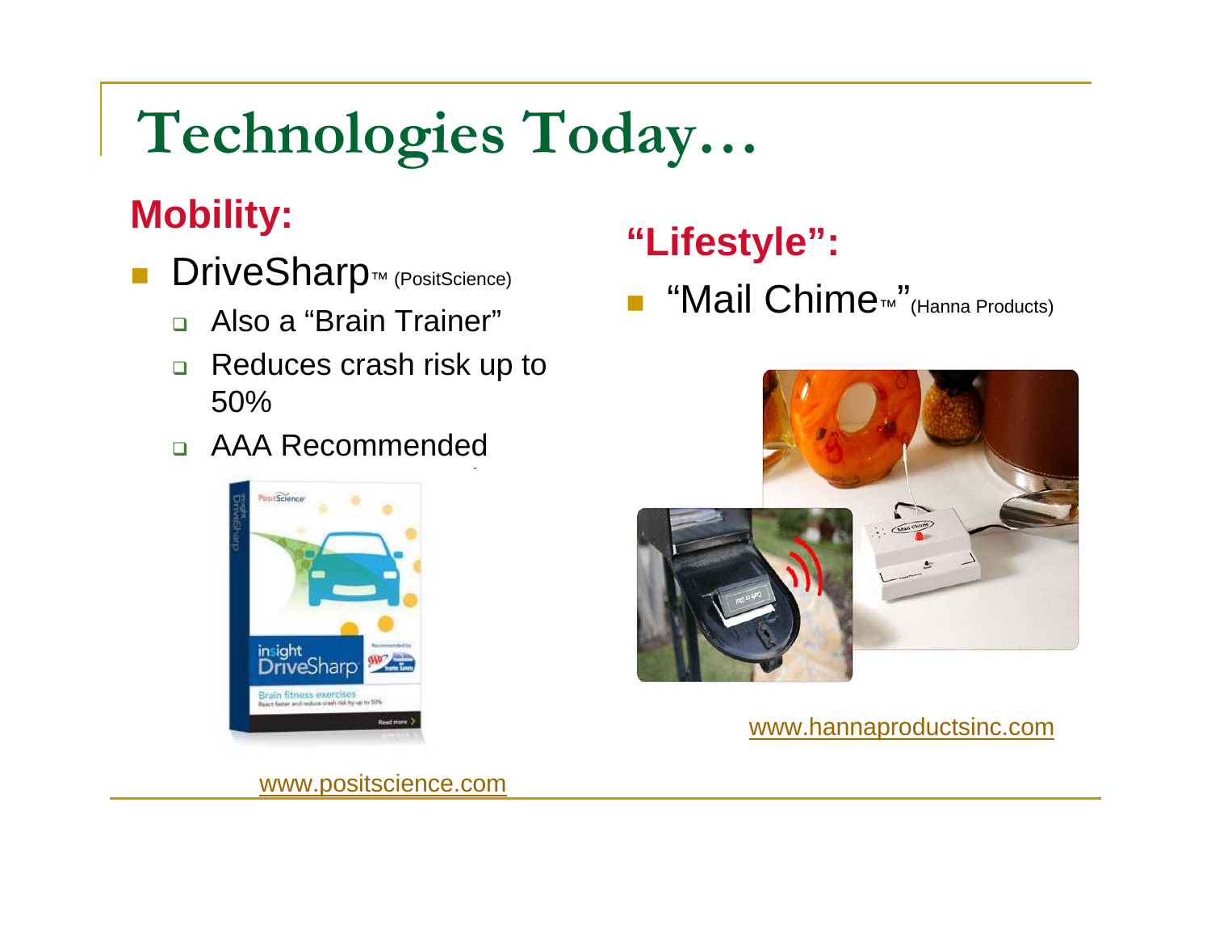# Technologies Today…

## Mobility:

- DriveSharp™ (PositScience)
  - Also a "Brain Trainer"
  - Reduces crash risk up to 50%
  - AAA Recommended

www.positscience.com

## "Lifestyle":

- "Mail Chime™" (Hanna Products)

www.hannaproductsinc.com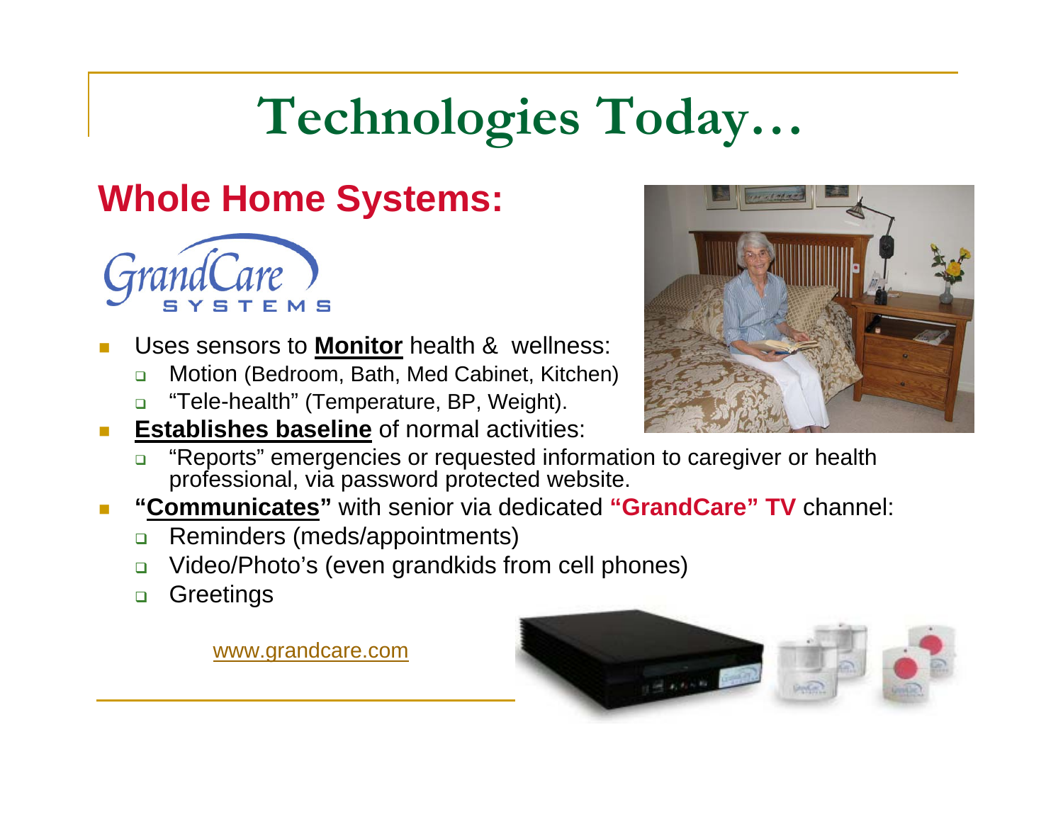# Technologies Today…

## Whole Home Systems:

GrandCare SYSTEMS

- Uses sensors to **Monitor** health & wellness:
  - Motion (Bedroom, Bath, Med Cabinet, Kitchen)
  - "Tele-health" (Temperature, BP, Weight).
- **Establishes baseline** of normal activities:
  - "Reports" emergencies or requested information to caregiver or health professional, via password protected website.
- **"Communicates"** with senior via dedicated **"GrandCare" TV** channel:
  - Reminders (meds/appointments)
  - Video/Photo's (even grandkids from cell phones)
  - Greetings

www.grandcare.com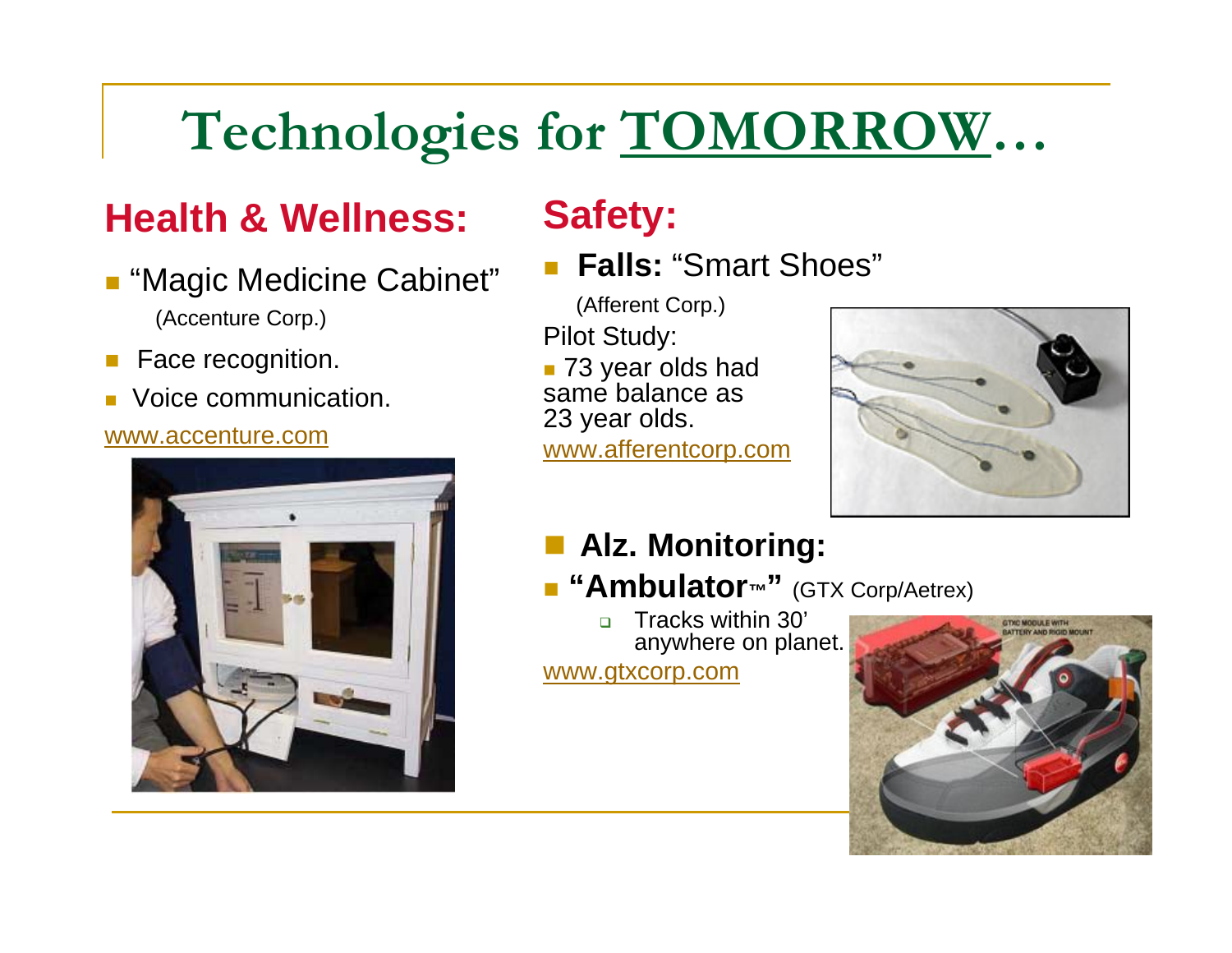# Technologies for TOMORROW…

## Health & Wellness:

- "Magic Medicine Cabinet"
  (Accenture Corp.)
- Face recognition.
- Voice communication.

www.accenture.com

## Safety:

- **Falls:** "Smart Shoes"
  (Afferent Corp.)

Pilot Study:

- 73 year olds had same balance as 23 year olds.

www.afferentcorp.com

- **Alz. Monitoring:**
- **"Ambulator™"** (GTX Corp/Aetrex)
  - Tracks within 30' anywhere on planet.

www.gtxcorp.com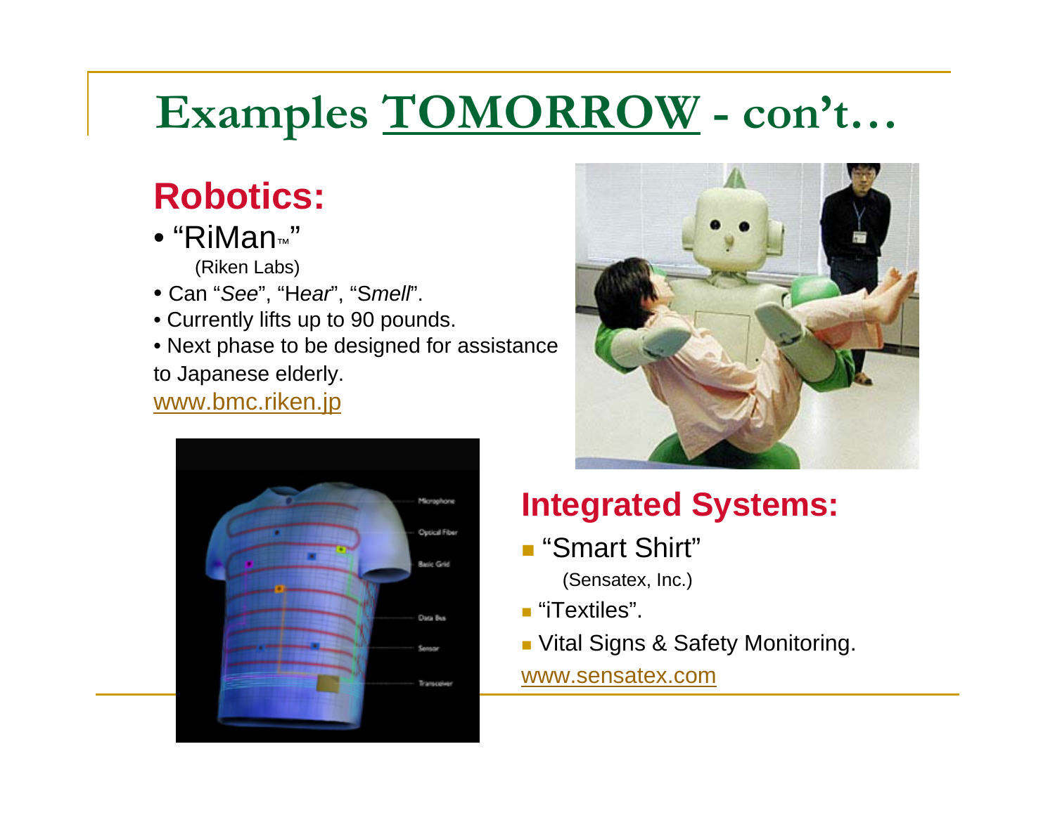# Examples TOMORROW - con't…

## Robotics:

- "RiMan™"

  (Riken Labs)
- Can "*See*", "H*ear*", "S*mell*".
- Currently lifts up to 90 pounds.
- Next phase to be designed for assistance to Japanese elderly.

www.bmc.riken.jp

## Integrated Systems:

- "Smart Shirt"

  (Sensatex, Inc.)
- "iTextiles".
- Vital Signs & Safety Monitoring.

www.sensatex.com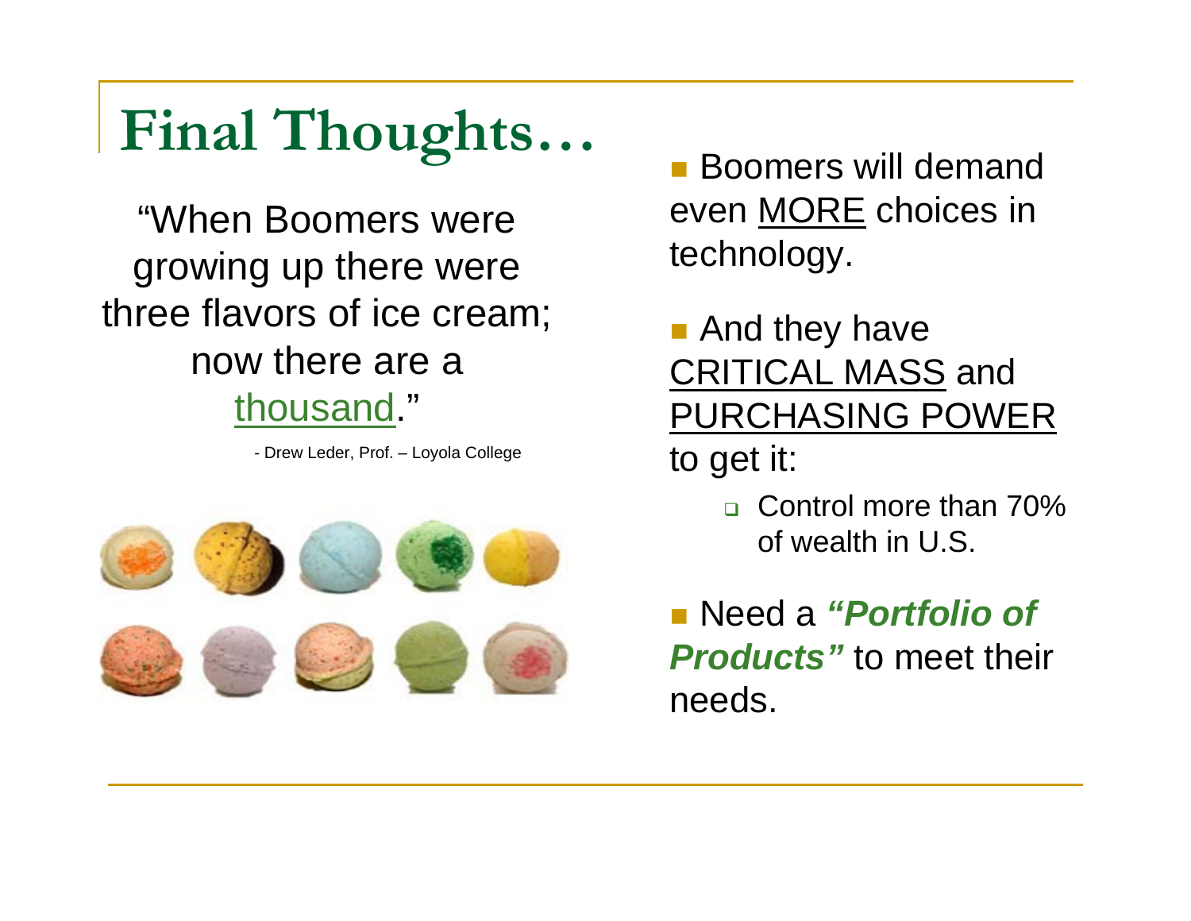# Final Thoughts…

"When Boomers were growing up there were three flavors of ice cream; now there are a thousand."

- Drew Leder, Prof. – Loyola College

- Boomers will demand even MORE choices in technology.
- And they have CRITICAL MASS and PURCHASING POWER to get it:
  - Control more than 70% of wealth in U.S.
- Need a ***"Portfolio of Products"*** to meet their needs.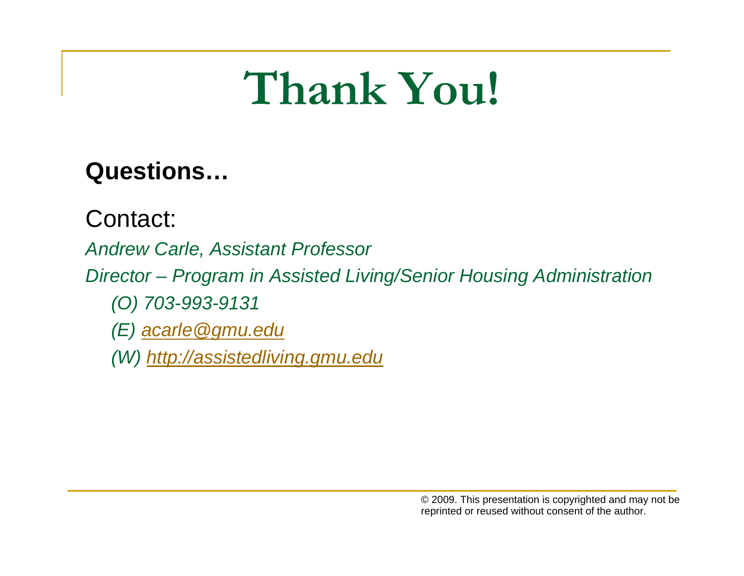# Thank You!

**Questions…**

Contact:

*Andrew Carle, Assistant Professor*

*Director – Program in Assisted Living/Senior Housing Administration*

*(O) 703-993-9131*

*(E) acarle@gmu.edu*

*(W) http://assistedliving.gmu.edu*

© 2009. This presentation is copyrighted and may not be reprinted or reused without consent of the author.